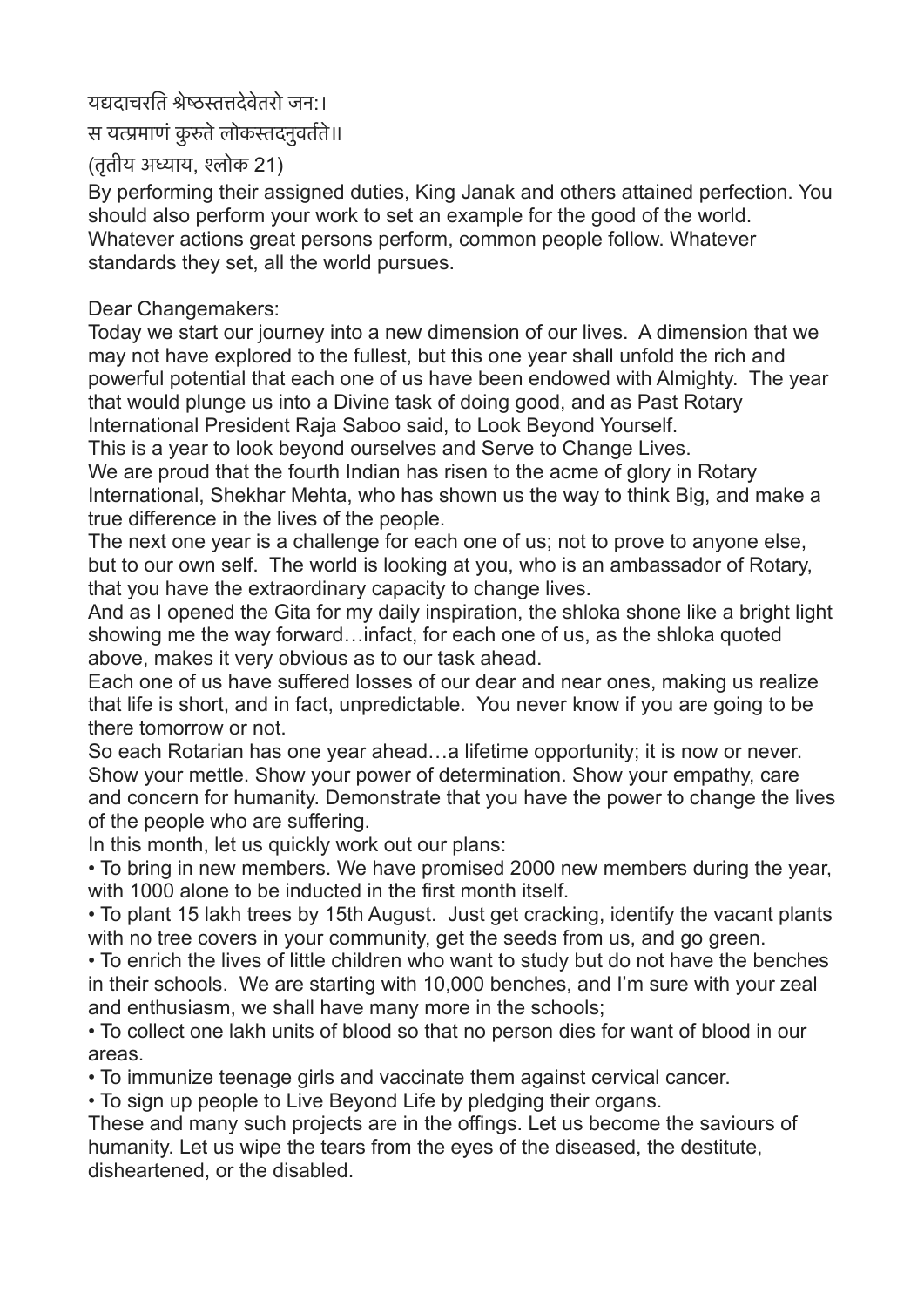यद्यदाचरति श्रेष्ठस्तत्तदेवेतरो जन:।
स यत्प्रमाणं कुरुते लोकस्तदनुवर्तते॥
(तृतीय अध्याय, श्लोक 21)

By performing their assigned duties, King Janak and others attained perfection. You should also perform your work to set an example for the good of the world. Whatever actions great persons perform, common people follow. Whatever standards they set, all the world pursues.

Dear Changemakers:

Today we start our journey into a new dimension of our lives. A dimension that we may not have explored to the fullest, but this one year shall unfold the rich and powerful potential that each one of us have been endowed with Almighty. The year that would plunge us into a Divine task of doing good, and as Past Rotary International President Raja Saboo said, to Look Beyond Yourself.

This is a year to look beyond ourselves and Serve to Change Lives.

We are proud that the fourth Indian has risen to the acme of glory in Rotary International, Shekhar Mehta, who has shown us the way to think Big, and make a true difference in the lives of the people.

The next one year is a challenge for each one of us; not to prove to anyone else, but to our own self. The world is looking at you, who is an ambassador of Rotary, that you have the extraordinary capacity to change lives.

And as I opened the Gita for my daily inspiration, the shloka shone like a bright light showing me the way forward…infact, for each one of us, as the shloka quoted above, makes it very obvious as to our task ahead.

Each one of us have suffered losses of our dear and near ones, making us realize that life is short, and in fact, unpredictable. You never know if you are going to be there tomorrow or not.

So each Rotarian has one year ahead…a lifetime opportunity; it is now or never. Show your mettle. Show your power of determination. Show your empathy, care and concern for humanity. Demonstrate that you have the power to change the lives of the people who are suffering.

In this month, let us quickly work out our plans:

- To bring in new members. We have promised 2000 new members during the year, with 1000 alone to be inducted in the first month itself.
- To plant 15 lakh trees by 15th August. Just get cracking, identify the vacant plants with no tree covers in your community, get the seeds from us, and go green.
- To enrich the lives of little children who want to study but do not have the benches in their schools. We are starting with 10,000 benches, and I'm sure with your zeal and enthusiasm, we shall have many more in the schools;
- To collect one lakh units of blood so that no person dies for want of blood in our areas.
- To immunize teenage girls and vaccinate them against cervical cancer.
- To sign up people to Live Beyond Life by pledging their organs.

These and many such projects are in the offings. Let us become the saviours of humanity. Let us wipe the tears from the eyes of the diseased, the destitute, disheartened, or the disabled.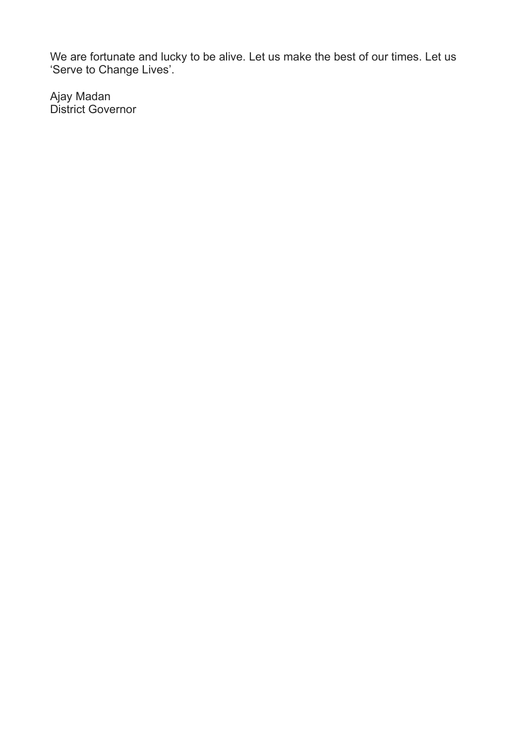We are fortunate and lucky to be alive. Let us make the best of our times. Let us 'Serve to Change Lives'.

Ajay Madan  
District Governor